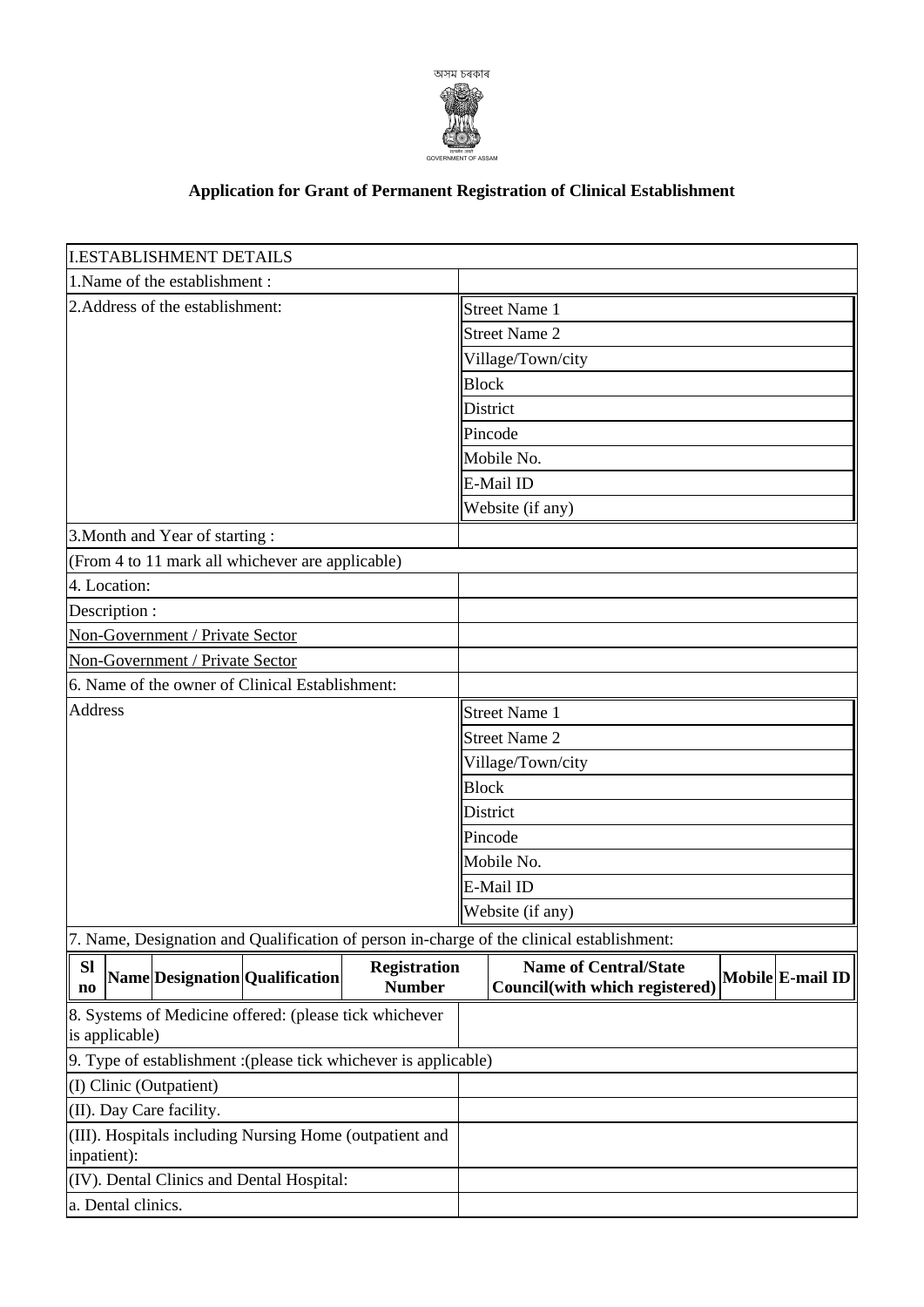অসম চৰকাৰ

GOVERNMENT OF ASSAM

## Application for Grant of Permanent Registration of Clinical Establishment

| I.ESTABLISHMENT DETAILS | |
|---|---|
| 1.Name of the establishment : | |
| 2.Address of the establishment: | Street Name 1 |
| | Street Name 2 |
| | Village/Town/city |
| | Block |
| | District |
| | Pincode |
| | Mobile No. |
| | E-Mail ID |
| | Website (if any) |
| 3.Month and Year of starting : | |
| (From 4 to 11 mark all whichever are applicable) | |
| 4. Location: | |
| Description : | |
| Non-Government / Private Sector | |
| Non-Government / Private Sector | |
| 6. Name of the owner of Clinical Establishment: | |
| Address | Street Name 1 |
| | Street Name 2 |
| | Village/Town/city |
| | Block |
| | District |
| | Pincode |
| | Mobile No. |
| | E-Mail ID |
| | Website (if any) |

7. Name, Designation and Qualification of person in-charge of the clinical establishment:

| Sl no | Name | Designation | Qualification | Registration Number | Name of Central/State Council(with which registered) | Mobile | E-mail ID |
|---|---|---|---|---|---|---|---|

| 8. Systems of Medicine offered: (please tick whichever is applicable) | |
|---|---|
| 9. Type of establishment :(please tick whichever is applicable) | |
| (I) Clinic (Outpatient) | |
| (II). Day Care facility. | |
| (III). Hospitals including Nursing Home (outpatient and inpatient): | |
| (IV). Dental Clinics and Dental Hospital: | |
| a. Dental clinics. | |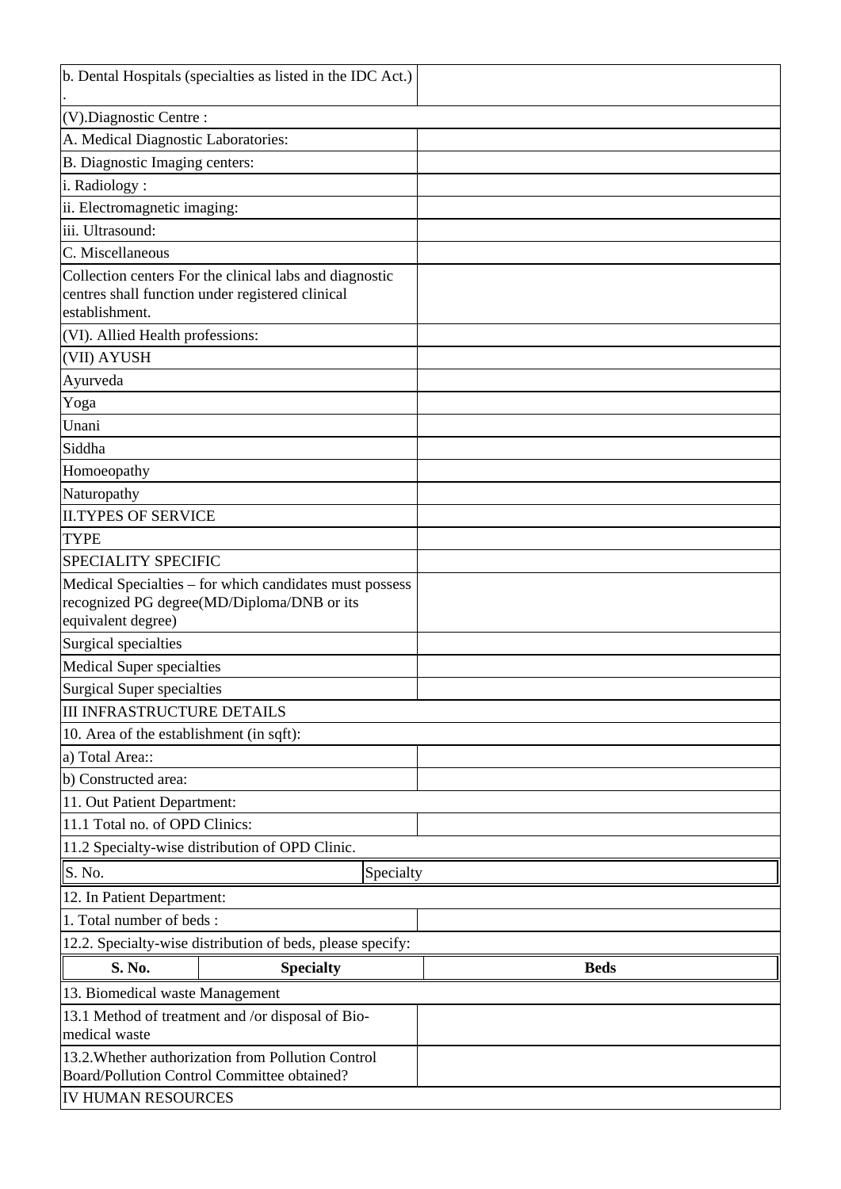| | |
|---|---|
| b. Dental Hospitals (specialties as listed in the IDC Act.) . | |
| (V).Diagnostic Centre : | |
| A. Medical Diagnostic Laboratories: | |
| B. Diagnostic Imaging centers: | |
| i. Radiology : | |
| ii. Electromagnetic imaging: | |
| iii. Ultrasound: | |
| C. Miscellaneous | |
| Collection centers For the clinical labs and diagnostic centres shall function under registered clinical establishment. | |
| (VI). Allied Health professions: | |
| (VII) AYUSH | |
| Ayurveda | |
| Yoga | |
| Unani | |
| Siddha | |
| Homoeopathy | |
| Naturopathy | |
| II.TYPES OF SERVICE | |
| TYPE | |
| SPECIALITY SPECIFIC | |
| Medical Specialties – for which candidates must possess recognized PG degree(MD/Diploma/DNB or its equivalent degree) | |
| Surgical specialties | |
| Medical Super specialties | |
| Surgical Super specialties | |
| III INFRASTRUCTURE DETAILS | |
| 10. Area of the establishment (in sqft): | |
| a) Total Area:: | |
| b) Constructed area: | |
| 11. Out Patient Department: | |
| 11.1 Total no. of OPD Clinics: | |
| 11.2 Specialty-wise distribution of OPD Clinic. | |

| S. No. | Specialty |
|---|---|

| | |
|---|---|
| 12. In Patient Department: | |
| 1. Total number of beds : | |
| 12.2. Specialty-wise distribution of beds, please specify: | |

| S. No. | Specialty | Beds |
|---|---|---|

| | |
|---|---|
| 13. Biomedical waste Management | |
| 13.1 Method of treatment and /or disposal of Bio-medical waste | |
| 13.2.Whether authorization from Pollution Control Board/Pollution Control Committee obtained? | |
| IV HUMAN RESOURCES | |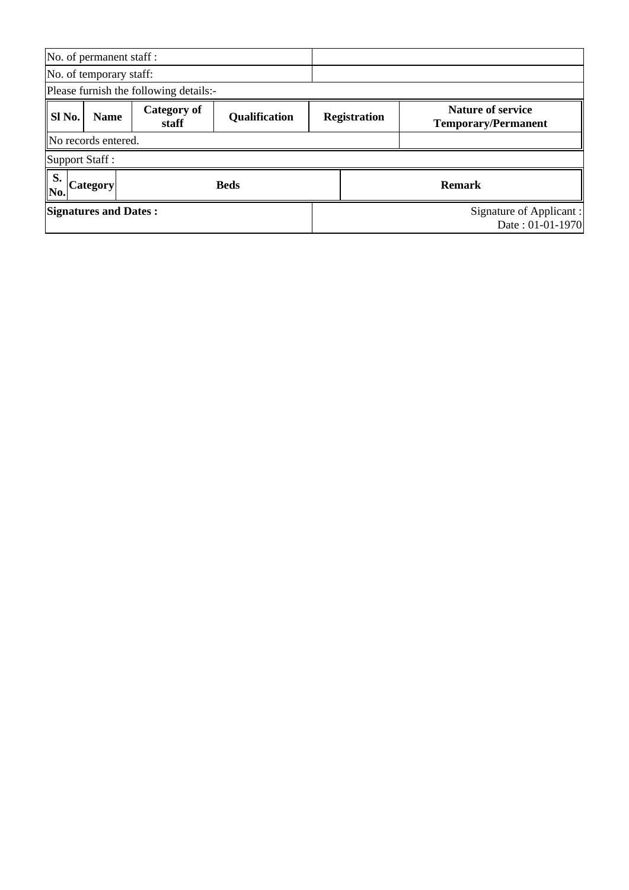| | |
|---|---|
| No. of permanent staff : | |
| No. of temporary staff: | |

Please furnish the following details:-

| Sl No. | Name | Category of staff | Qualification | Registration | Nature of service Temporary/Permanent |
|---|---|---|---|---|---|
| No records entered. | | | | | |

Support Staff :

| S. No. | Category | Beds | Remark |
|---|---|---|---|

| | |
|---|---|
| **Signatures and Dates :** | Signature of Applicant :<br>Date : 01-01-1970 |